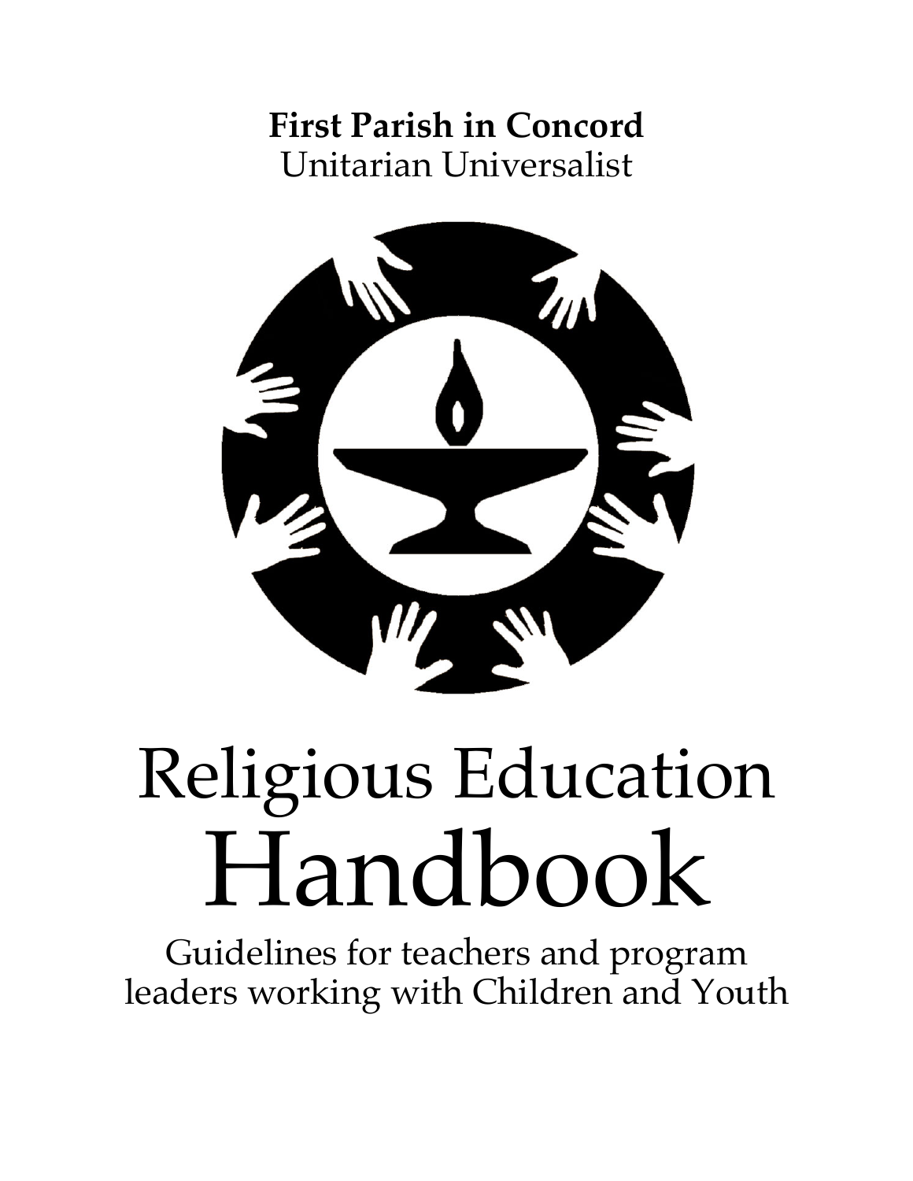**First Parish in Concord**
Unitarian Universalist

# Religious Education Handbook

Guidelines for teachers and program leaders working with Children and Youth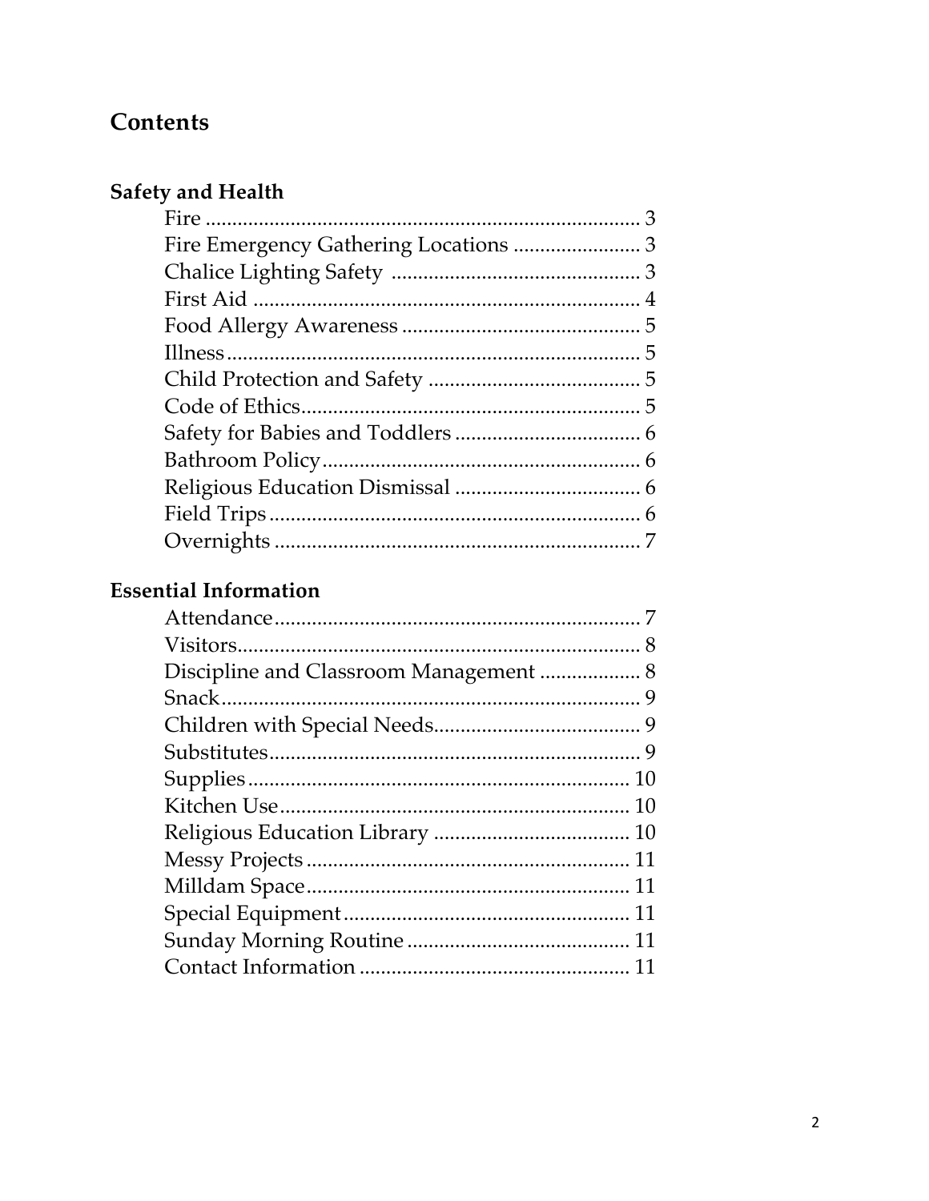## Contents

### Safety and Health

- Fire ........................................................................ 3
- Fire Emergency Gathering Locations ........................ 3
- Chalice Lighting Safety ............................................ 3
- First Aid .................................................................. 4
- Food Allergy Awareness ........................................... 5
- Illness ...................................................................... 5
- Child Protection and Safety ...................................... 5
- Code of Ethics ......................................................... 5
- Safety for Babies and Toddlers .................................. 6
- Bathroom Policy ....................................................... 6
- Religious Education Dismissal .................................. 6
- Field Trips ............................................................... 6
- Overnights .............................................................. 7

### Essential Information

- Attendance .............................................................. 7
- Visitors .................................................................... 8
- Discipline and Classroom Management ..................... 8
- Snack ...................................................................... 9
- Children with Special Needs ..................................... 9
- Substitutes ............................................................... 9
- Supplies ................................................................. 10
- Kitchen Use ............................................................ 10
- Religious Education Library .................................... 10
- Messy Projects ........................................................ 11
- Milldam Space ........................................................ 11
- Special Equipment ................................................... 11
- Sunday Morning Routine .......................................... 11
- Contact Information ................................................. 11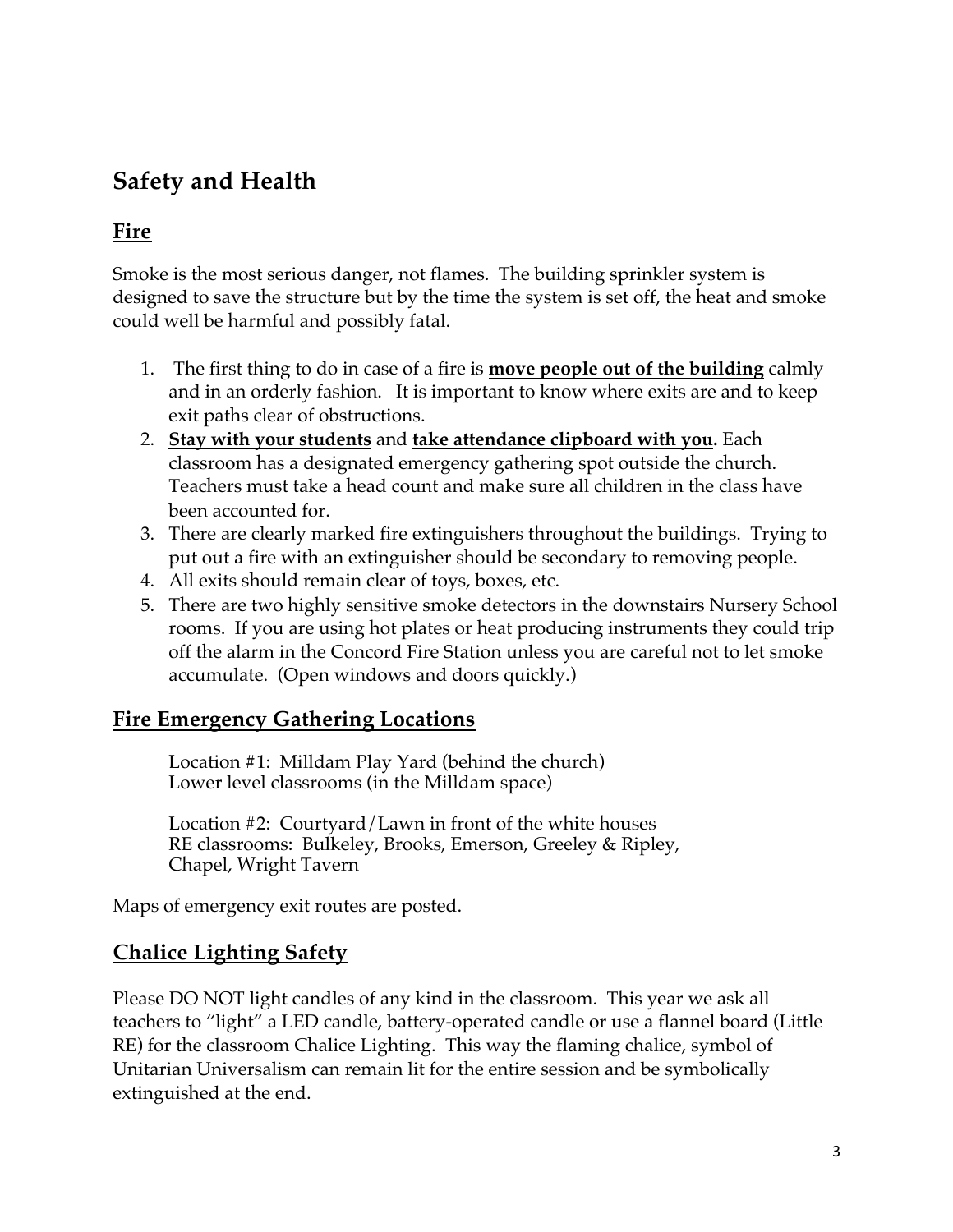# Safety and Health

## Fire

Smoke is the most serious danger, not flames. The building sprinkler system is designed to save the structure but by the time the system is set off, the heat and smoke could well be harmful and possibly fatal.

1. The first thing to do in case of a fire is **move people out of the building** calmly and in an orderly fashion. It is important to know where exits are and to keep exit paths clear of obstructions.
2. **Stay with your students** and **take attendance clipboard with you.** Each classroom has a designated emergency gathering spot outside the church. Teachers must take a head count and make sure all children in the class have been accounted for.
3. There are clearly marked fire extinguishers throughout the buildings. Trying to put out a fire with an extinguisher should be secondary to removing people.
4. All exits should remain clear of toys, boxes, etc.
5. There are two highly sensitive smoke detectors in the downstairs Nursery School rooms. If you are using hot plates or heat producing instruments they could trip off the alarm in the Concord Fire Station unless you are careful not to let smoke accumulate. (Open windows and doors quickly.)

## Fire Emergency Gathering Locations

Location #1: Milldam Play Yard (behind the church)
Lower level classrooms (in the Milldam space)

Location #2: Courtyard/Lawn in front of the white houses
RE classrooms: Bulkeley, Brooks, Emerson, Greeley & Ripley, Chapel, Wright Tavern

Maps of emergency exit routes are posted.

## Chalice Lighting Safety

Please DO NOT light candles of any kind in the classroom. This year we ask all teachers to "light" a LED candle, battery-operated candle or use a flannel board (Little RE) for the classroom Chalice Lighting. This way the flaming chalice, symbol of Unitarian Universalism can remain lit for the entire session and be symbolically extinguished at the end.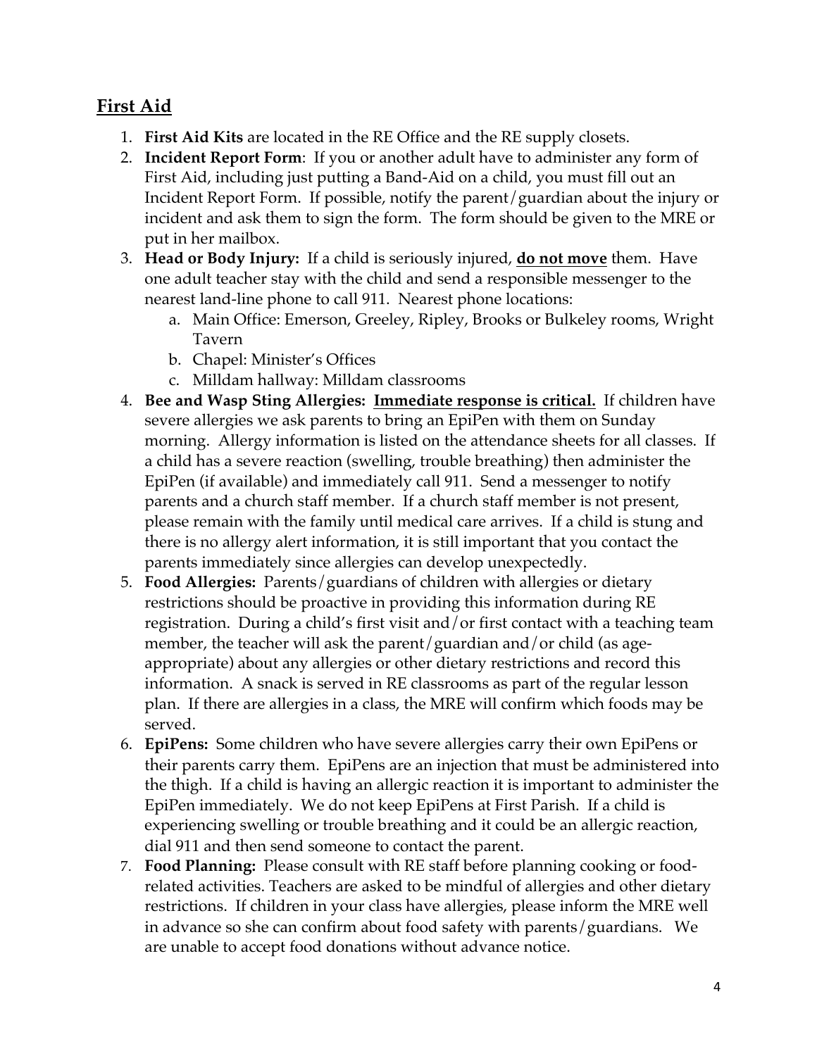## First Aid

1. **First Aid Kits** are located in the RE Office and the RE supply closets.
2. **Incident Report Form**: If you or another adult have to administer any form of First Aid, including just putting a Band-Aid on a child, you must fill out an Incident Report Form. If possible, notify the parent/guardian about the injury or incident and ask them to sign the form. The form should be given to the MRE or put in her mailbox.
3. **Head or Body Injury:** If a child is seriously injured, **do not move** them. Have one adult teacher stay with the child and send a responsible messenger to the nearest land-line phone to call 911. Nearest phone locations:
   a. Main Office: Emerson, Greeley, Ripley, Brooks or Bulkeley rooms, Wright Tavern
   b. Chapel: Minister's Offices
   c. Milldam hallway: Milldam classrooms
4. **Bee and Wasp Sting Allergies: Immediate response is critical.** If children have severe allergies we ask parents to bring an EpiPen with them on Sunday morning. Allergy information is listed on the attendance sheets for all classes. If a child has a severe reaction (swelling, trouble breathing) then administer the EpiPen (if available) and immediately call 911. Send a messenger to notify parents and a church staff member. If a church staff member is not present, please remain with the family until medical care arrives. If a child is stung and there is no allergy alert information, it is still important that you contact the parents immediately since allergies can develop unexpectedly.
5. **Food Allergies:** Parents/guardians of children with allergies or dietary restrictions should be proactive in providing this information during RE registration. During a child's first visit and/or first contact with a teaching team member, the teacher will ask the parent/guardian and/or child (as age-appropriate) about any allergies or other dietary restrictions and record this information. A snack is served in RE classrooms as part of the regular lesson plan. If there are allergies in a class, the MRE will confirm which foods may be served.
6. **EpiPens:** Some children who have severe allergies carry their own EpiPens or their parents carry them. EpiPens are an injection that must be administered into the thigh. If a child is having an allergic reaction it is important to administer the EpiPen immediately. We do not keep EpiPens at First Parish. If a child is experiencing swelling or trouble breathing and it could be an allergic reaction, dial 911 and then send someone to contact the parent.
7. **Food Planning:** Please consult with RE staff before planning cooking or food-related activities. Teachers are asked to be mindful of allergies and other dietary restrictions. If children in your class have allergies, please inform the MRE well in advance so she can confirm about food safety with parents/guardians. We are unable to accept food donations without advance notice.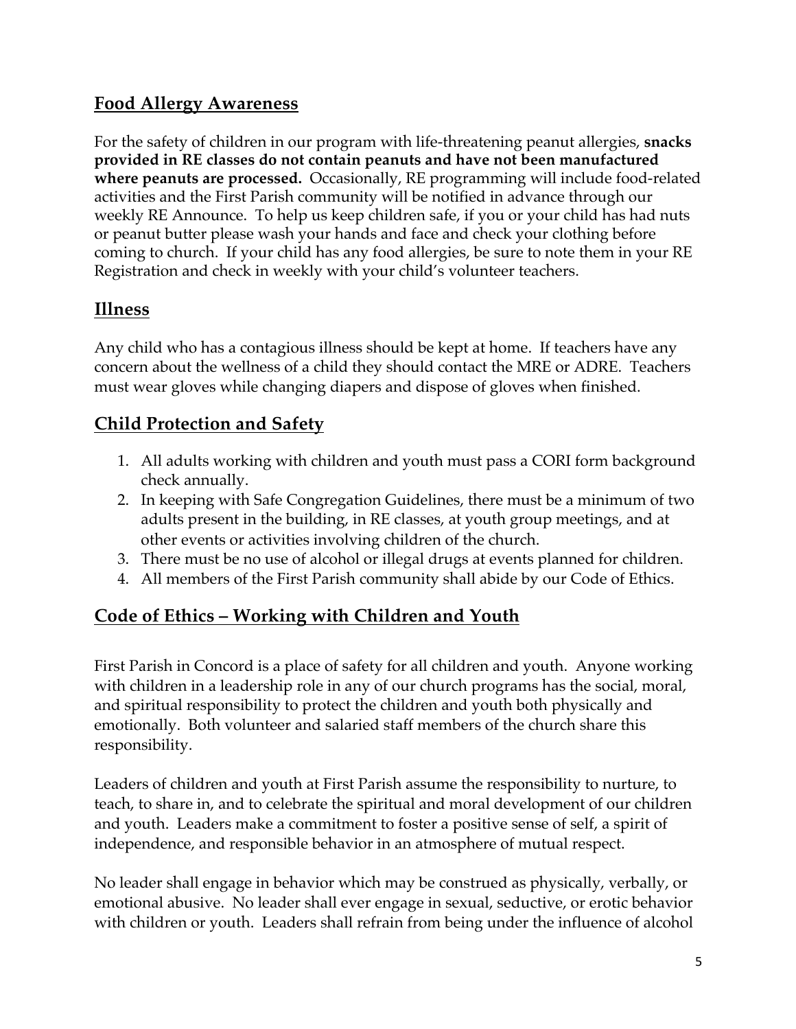## Food Allergy Awareness

For the safety of children in our program with life-threatening peanut allergies, **snacks provided in RE classes do not contain peanuts and have not been manufactured where peanuts are processed.** Occasionally, RE programming will include food-related activities and the First Parish community will be notified in advance through our weekly RE Announce. To help us keep children safe, if you or your child has had nuts or peanut butter please wash your hands and face and check your clothing before coming to church. If your child has any food allergies, be sure to note them in your RE Registration and check in weekly with your child's volunteer teachers.

## Illness

Any child who has a contagious illness should be kept at home. If teachers have any concern about the wellness of a child they should contact the MRE or ADRE. Teachers must wear gloves while changing diapers and dispose of gloves when finished.

## Child Protection and Safety

1. All adults working with children and youth must pass a CORI form background check annually.
2. In keeping with Safe Congregation Guidelines, there must be a minimum of two adults present in the building, in RE classes, at youth group meetings, and at other events or activities involving children of the church.
3. There must be no use of alcohol or illegal drugs at events planned for children.
4. All members of the First Parish community shall abide by our Code of Ethics.

## Code of Ethics – Working with Children and Youth

First Parish in Concord is a place of safety for all children and youth. Anyone working with children in a leadership role in any of our church programs has the social, moral, and spiritual responsibility to protect the children and youth both physically and emotionally. Both volunteer and salaried staff members of the church share this responsibility.

Leaders of children and youth at First Parish assume the responsibility to nurture, to teach, to share in, and to celebrate the spiritual and moral development of our children and youth. Leaders make a commitment to foster a positive sense of self, a spirit of independence, and responsible behavior in an atmosphere of mutual respect.

No leader shall engage in behavior which may be construed as physically, verbally, or emotional abusive. No leader shall ever engage in sexual, seductive, or erotic behavior with children or youth. Leaders shall refrain from being under the influence of alcohol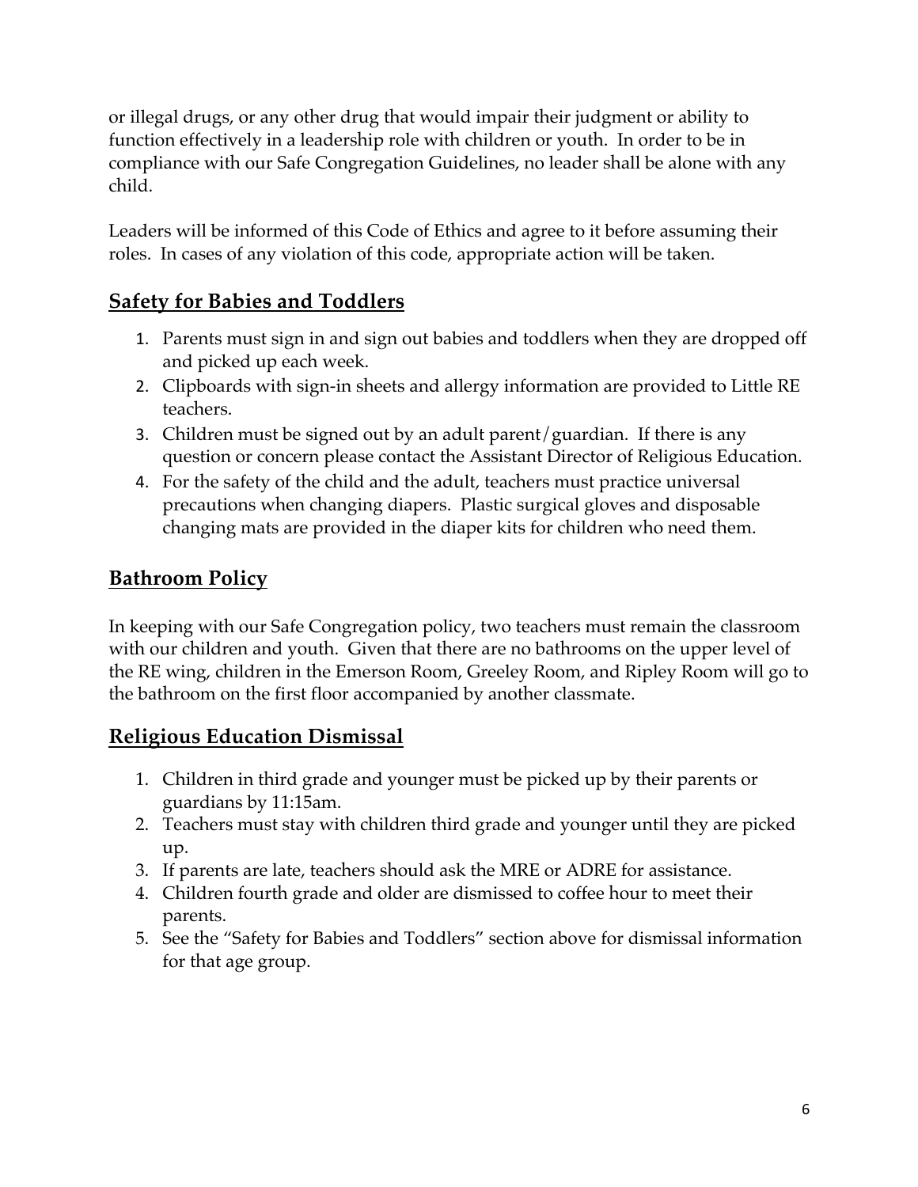or illegal drugs, or any other drug that would impair their judgment or ability to function effectively in a leadership role with children or youth. In order to be in compliance with our Safe Congregation Guidelines, no leader shall be alone with any child.

Leaders will be informed of this Code of Ethics and agree to it before assuming their roles. In cases of any violation of this code, appropriate action will be taken.

## Safety for Babies and Toddlers

1. Parents must sign in and sign out babies and toddlers when they are dropped off and picked up each week.
2. Clipboards with sign-in sheets and allergy information are provided to Little RE teachers.
3. Children must be signed out by an adult parent/guardian. If there is any question or concern please contact the Assistant Director of Religious Education.
4. For the safety of the child and the adult, teachers must practice universal precautions when changing diapers. Plastic surgical gloves and disposable changing mats are provided in the diaper kits for children who need them.

## Bathroom Policy

In keeping with our Safe Congregation policy, two teachers must remain the classroom with our children and youth. Given that there are no bathrooms on the upper level of the RE wing, children in the Emerson Room, Greeley Room, and Ripley Room will go to the bathroom on the first floor accompanied by another classmate.

## Religious Education Dismissal

1. Children in third grade and younger must be picked up by their parents or guardians by 11:15am.
2. Teachers must stay with children third grade and younger until they are picked up.
3. If parents are late, teachers should ask the MRE or ADRE for assistance.
4. Children fourth grade and older are dismissed to coffee hour to meet their parents.
5. See the "Safety for Babies and Toddlers" section above for dismissal information for that age group.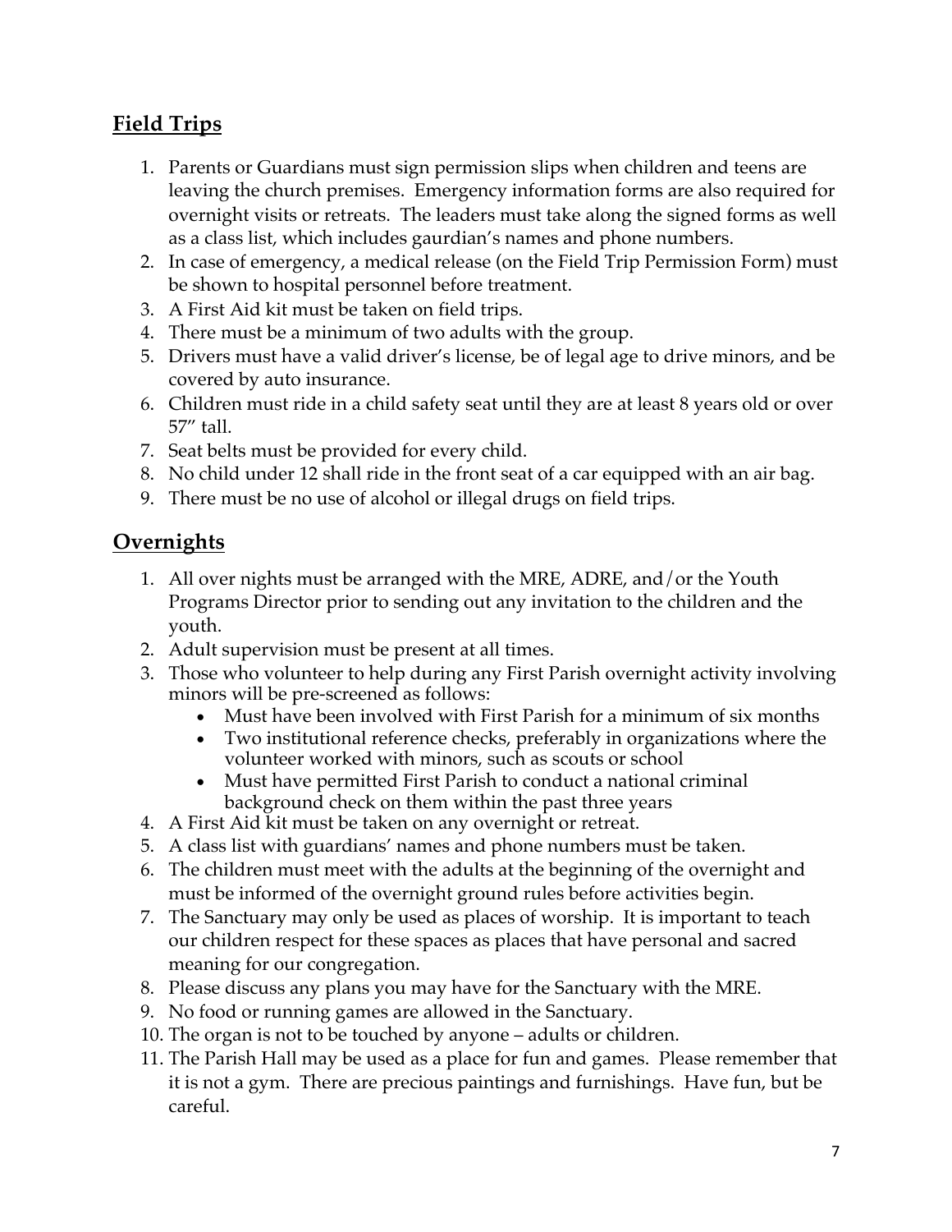## Field Trips

1. Parents or Guardians must sign permission slips when children and teens are leaving the church premises. Emergency information forms are also required for overnight visits or retreats. The leaders must take along the signed forms as well as a class list, which includes gaurdian's names and phone numbers.
2. In case of emergency, a medical release (on the Field Trip Permission Form) must be shown to hospital personnel before treatment.
3. A First Aid kit must be taken on field trips.
4. There must be a minimum of two adults with the group.
5. Drivers must have a valid driver's license, be of legal age to drive minors, and be covered by auto insurance.
6. Children must ride in a child safety seat until they are at least 8 years old or over 57" tall.
7. Seat belts must be provided for every child.
8. No child under 12 shall ride in the front seat of a car equipped with an air bag.
9. There must be no use of alcohol or illegal drugs on field trips.

## Overnights

1. All over nights must be arranged with the MRE, ADRE, and/or the Youth Programs Director prior to sending out any invitation to the children and the youth.
2. Adult supervision must be present at all times.
3. Those who volunteer to help during any First Parish overnight activity involving minors will be pre-screened as follows:
   - Must have been involved with First Parish for a minimum of six months
   - Two institutional reference checks, preferably in organizations where the volunteer worked with minors, such as scouts or school
   - Must have permitted First Parish to conduct a national criminal background check on them within the past three years
4. A First Aid kit must be taken on any overnight or retreat.
5. A class list with guardians' names and phone numbers must be taken.
6. The children must meet with the adults at the beginning of the overnight and must be informed of the overnight ground rules before activities begin.
7. The Sanctuary may only be used as places of worship. It is important to teach our children respect for these spaces as places that have personal and sacred meaning for our congregation.
8. Please discuss any plans you may have for the Sanctuary with the MRE.
9. No food or running games are allowed in the Sanctuary.
10. The organ is not to be touched by anyone – adults or children.
11. The Parish Hall may be used as a place for fun and games. Please remember that it is not a gym. There are precious paintings and furnishings. Have fun, but be careful.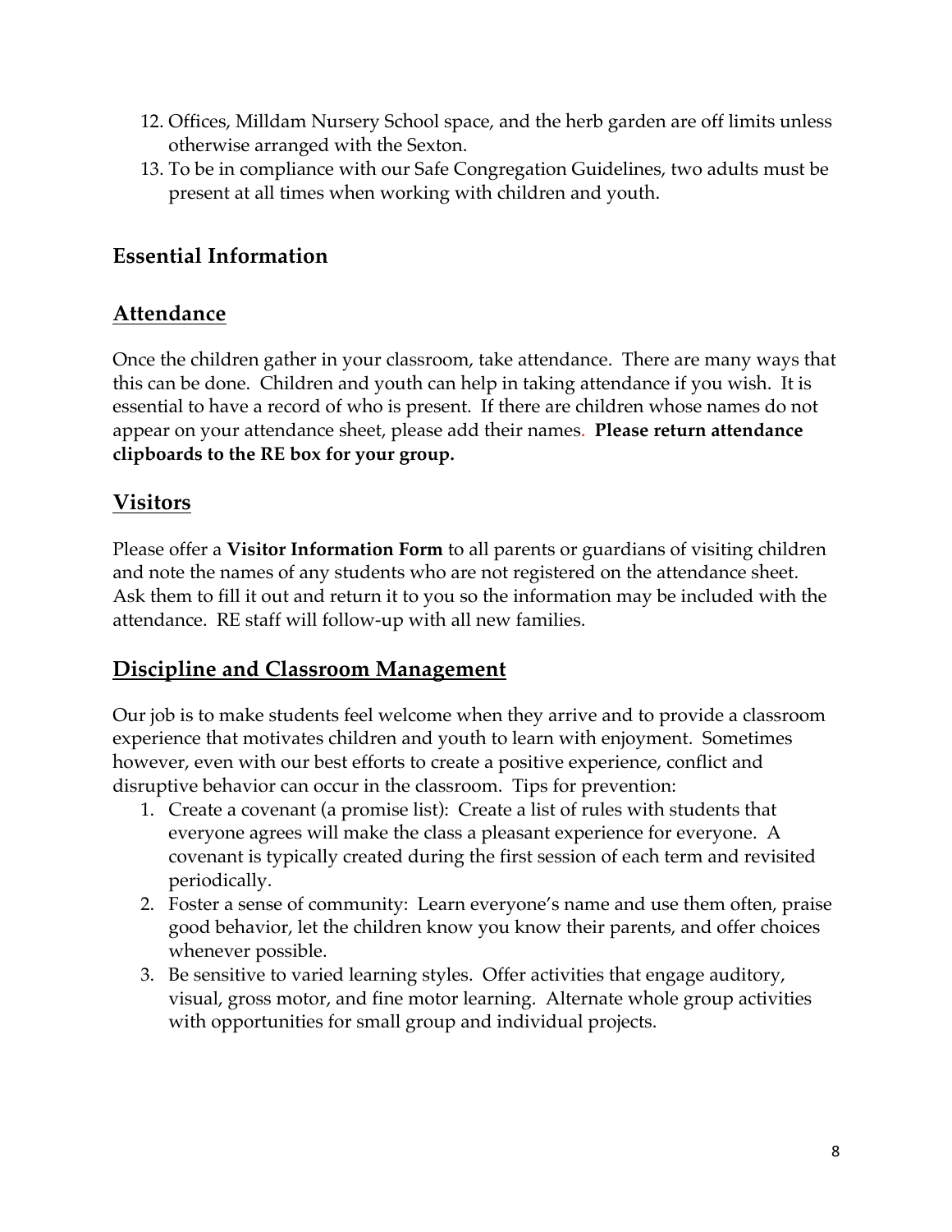12. Offices, Milldam Nursery School space, and the herb garden are off limits unless otherwise arranged with the Sexton.
13. To be in compliance with our Safe Congregation Guidelines, two adults must be present at all times when working with children and youth.

## Essential Information

## Attendance

Once the children gather in your classroom, take attendance. There are many ways that this can be done. Children and youth can help in taking attendance if you wish. It is essential to have a record of who is present. If there are children whose names do not appear on your attendance sheet, please add their names. **Please return attendance clipboards to the RE box for your group.**

## Visitors

Please offer a **Visitor Information Form** to all parents or guardians of visiting children and note the names of any students who are not registered on the attendance sheet. Ask them to fill it out and return it to you so the information may be included with the attendance. RE staff will follow-up with all new families.

## Discipline and Classroom Management

Our job is to make students feel welcome when they arrive and to provide a classroom experience that motivates children and youth to learn with enjoyment. Sometimes however, even with our best efforts to create a positive experience, conflict and disruptive behavior can occur in the classroom. Tips for prevention:

1. Create a covenant (a promise list): Create a list of rules with students that everyone agrees will make the class a pleasant experience for everyone. A covenant is typically created during the first session of each term and revisited periodically.
2. Foster a sense of community: Learn everyone's name and use them often, praise good behavior, let the children know you know their parents, and offer choices whenever possible.
3. Be sensitive to varied learning styles. Offer activities that engage auditory, visual, gross motor, and fine motor learning. Alternate whole group activities with opportunities for small group and individual projects.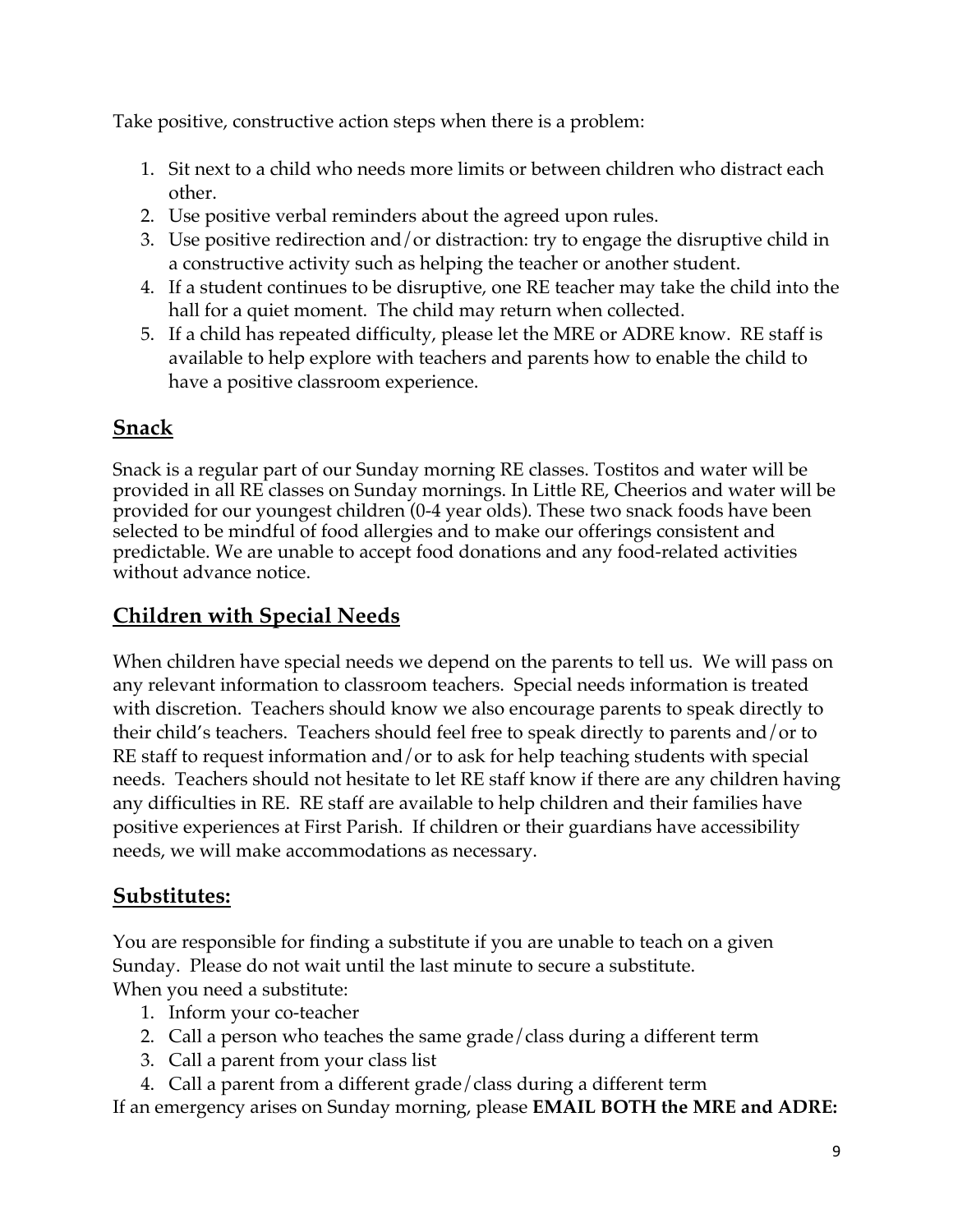Take positive, constructive action steps when there is a problem:

1. Sit next to a child who needs more limits or between children who distract each other.
2. Use positive verbal reminders about the agreed upon rules.
3. Use positive redirection and/or distraction: try to engage the disruptive child in a constructive activity such as helping the teacher or another student.
4. If a student continues to be disruptive, one RE teacher may take the child into the hall for a quiet moment. The child may return when collected.
5. If a child has repeated difficulty, please let the MRE or ADRE know. RE staff is available to help explore with teachers and parents how to enable the child to have a positive classroom experience.

## Snack

Snack is a regular part of our Sunday morning RE classes. Tostitos and water will be provided in all RE classes on Sunday mornings. In Little RE, Cheerios and water will be provided for our youngest children (0-4 year olds). These two snack foods have been selected to be mindful of food allergies and to make our offerings consistent and predictable. We are unable to accept food donations and any food-related activities without advance notice.

## Children with Special Needs

When children have special needs we depend on the parents to tell us. We will pass on any relevant information to classroom teachers. Special needs information is treated with discretion. Teachers should know we also encourage parents to speak directly to their child's teachers. Teachers should feel free to speak directly to parents and/or to RE staff to request information and/or to ask for help teaching students with special needs. Teachers should not hesitate to let RE staff know if there are any children having any difficulties in RE. RE staff are available to help children and their families have positive experiences at First Parish. If children or their guardians have accessibility needs, we will make accommodations as necessary.

## Substitutes:

You are responsible for finding a substitute if you are unable to teach on a given Sunday. Please do not wait until the last minute to secure a substitute.
When you need a substitute:

1. Inform your co-teacher
2. Call a person who teaches the same grade/class during a different term
3. Call a parent from your class list
4. Call a parent from a different grade/class during a different term

If an emergency arises on Sunday morning, please **EMAIL BOTH the MRE and ADRE:**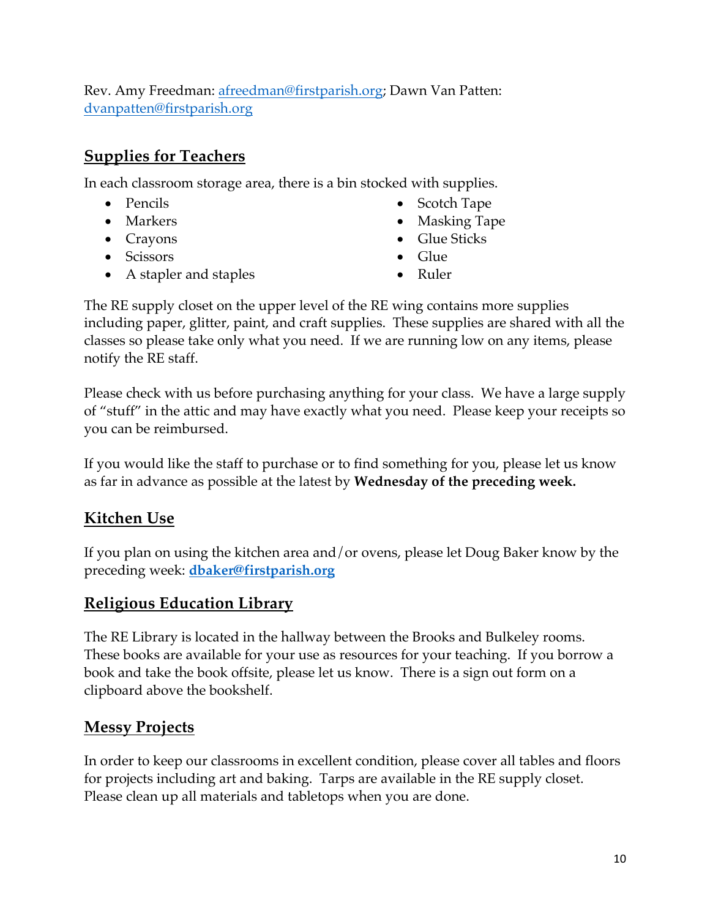Rev. Amy Freedman: afreedman@firstparish.org; Dawn Van Patten: dvanpatten@firstparish.org

## Supplies for Teachers

In each classroom storage area, there is a bin stocked with supplies.

- Pencils
- Markers
- Crayons
- Scissors
- A stapler and staples
- Scotch Tape
- Masking Tape
- Glue Sticks
- Glue
- Ruler

The RE supply closet on the upper level of the RE wing contains more supplies including paper, glitter, paint, and craft supplies. These supplies are shared with all the classes so please take only what you need. If we are running low on any items, please notify the RE staff.

Please check with us before purchasing anything for your class. We have a large supply of "stuff" in the attic and may have exactly what you need. Please keep your receipts so you can be reimbursed.

If you would like the staff to purchase or to find something for you, please let us know as far in advance as possible at the latest by **Wednesday of the preceding week.**

## Kitchen Use

If you plan on using the kitchen area and/or ovens, please let Doug Baker know by the preceding week: **dbaker@firstparish.org**

## Religious Education Library

The RE Library is located in the hallway between the Brooks and Bulkeley rooms. These books are available for your use as resources for your teaching. If you borrow a book and take the book offsite, please let us know. There is a sign out form on a clipboard above the bookshelf.

## Messy Projects

In order to keep our classrooms in excellent condition, please cover all tables and floors for projects including art and baking. Tarps are available in the RE supply closet. Please clean up all materials and tabletops when you are done.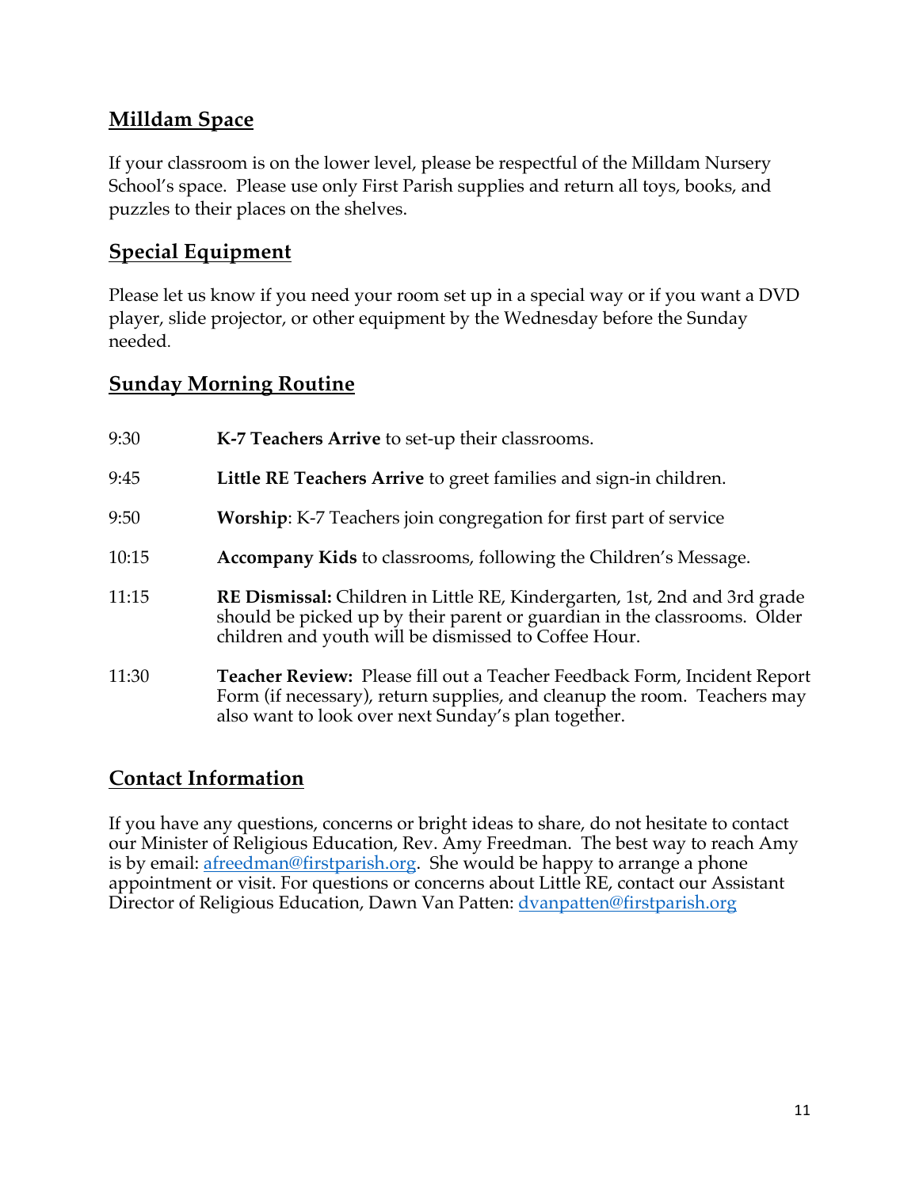## Milldam Space

If your classroom is on the lower level, please be respectful of the Milldam Nursery School's space. Please use only First Parish supplies and return all toys, books, and puzzles to their places on the shelves.

## Special Equipment

Please let us know if you need your room set up in a special way or if you want a DVD player, slide projector, or other equipment by the Wednesday before the Sunday needed.

## Sunday Morning Routine

| | |
|---|---|
| 9:30 | **K-7 Teachers Arrive** to set-up their classrooms. |
| 9:45 | **Little RE Teachers Arrive** to greet families and sign-in children. |
| 9:50 | **Worship**: K-7 Teachers join congregation for first part of service |
| 10:15 | **Accompany Kids** to classrooms, following the Children's Message. |
| 11:15 | **RE Dismissal:** Children in Little RE, Kindergarten, 1st, 2nd and 3rd grade should be picked up by their parent or guardian in the classrooms. Older children and youth will be dismissed to Coffee Hour. |
| 11:30 | **Teacher Review:** Please fill out a Teacher Feedback Form, Incident Report Form (if necessary), return supplies, and cleanup the room. Teachers may also want to look over next Sunday's plan together. |

## Contact Information

If you have any questions, concerns or bright ideas to share, do not hesitate to contact our Minister of Religious Education, Rev. Amy Freedman. The best way to reach Amy is by email: afreedman@firstparish.org. She would be happy to arrange a phone appointment or visit. For questions or concerns about Little RE, contact our Assistant Director of Religious Education, Dawn Van Patten: dvanpatten@firstparish.org